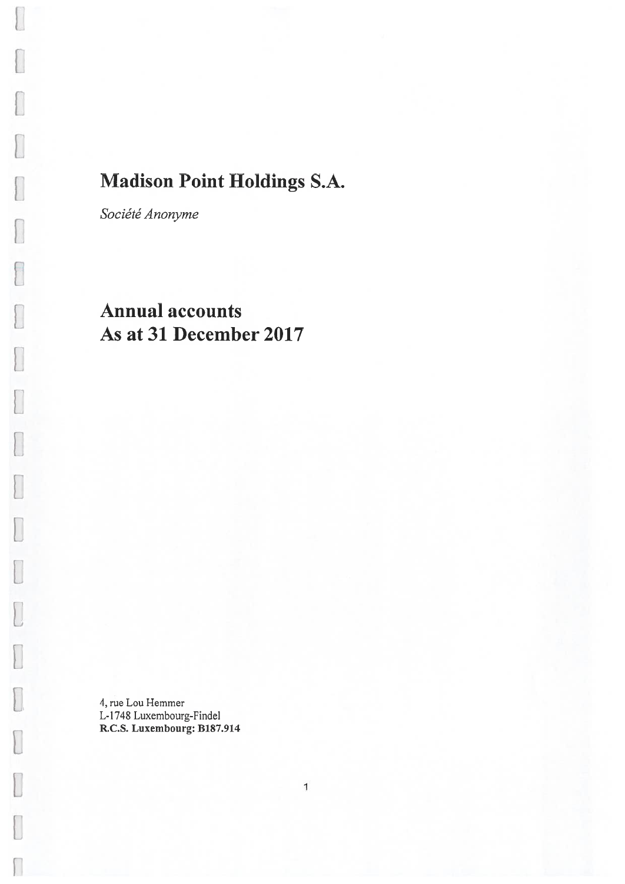# Madison Point Holdings S.A.

*Société Anonyme*

# Annual accounts
# As at 31 December 2017

4, rue Lou Hemmer
L-1748 Luxembourg-Findel
**R.C.S. Luxembourg: B187.914**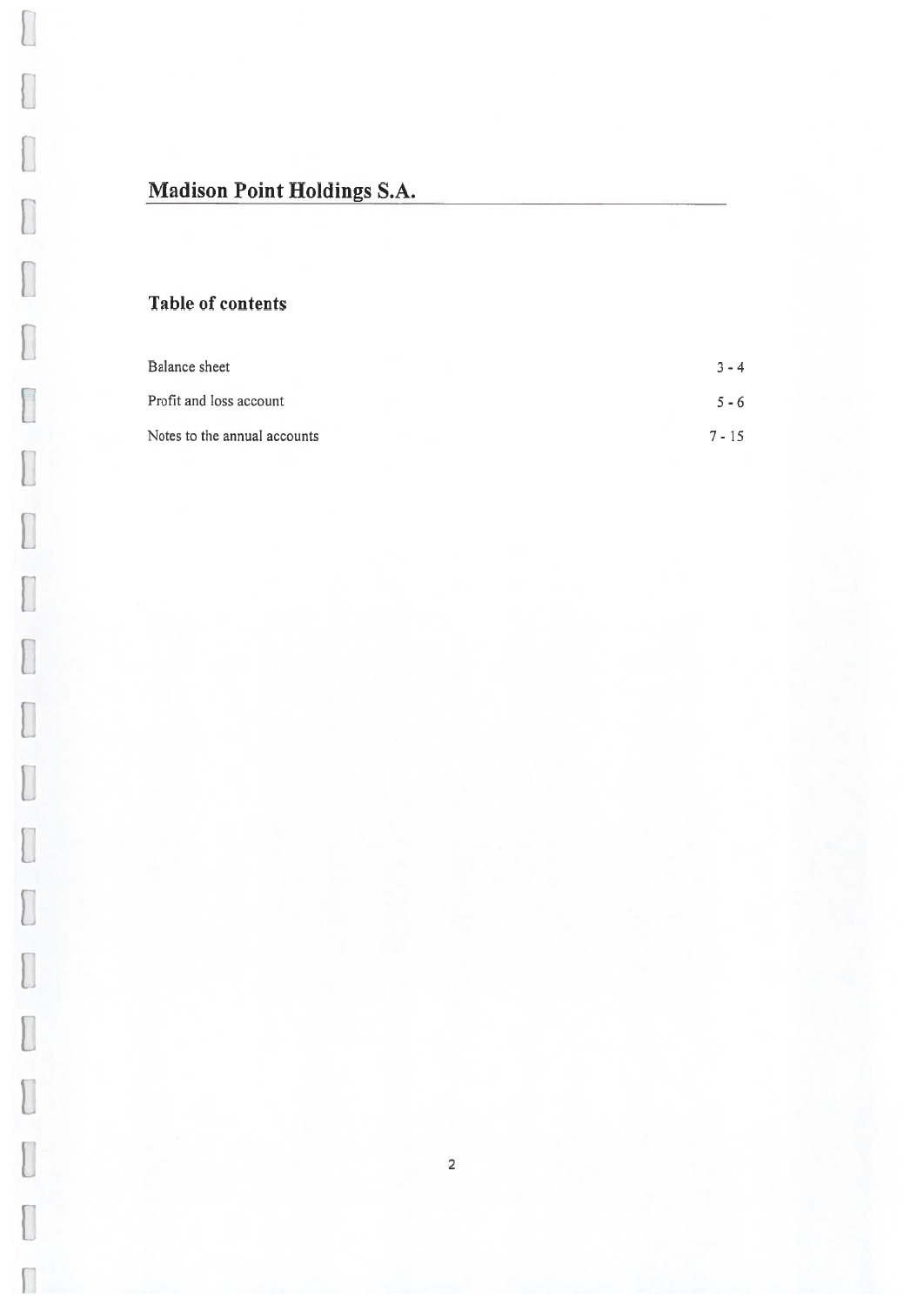# Madison Point Holdings S.A.

## Table of contents

| | |
|---|---|
| Balance sheet | 3 - 4 |
| Profit and loss account | 5 - 6 |
| Notes to the annual accounts | 7 - 15 |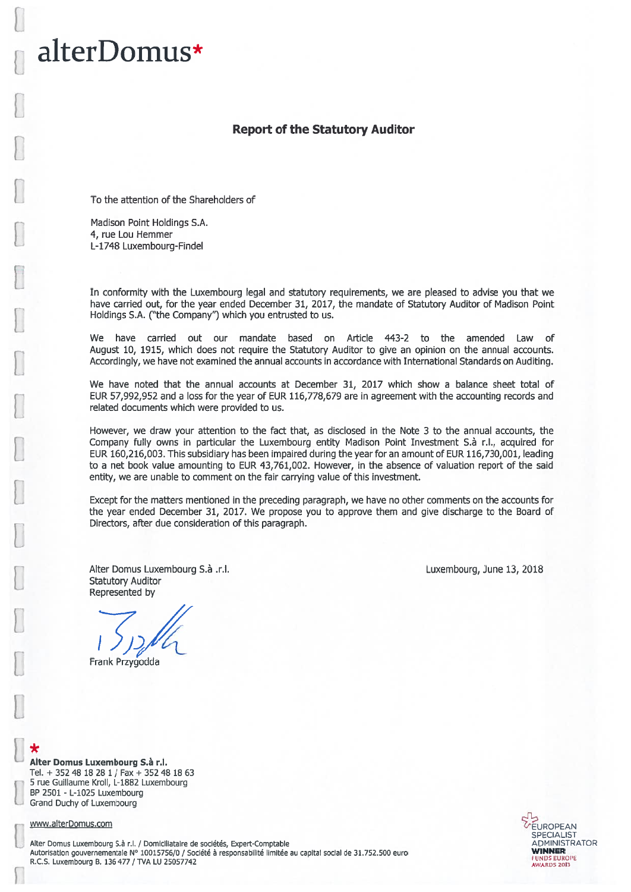alterDomus*

## Report of the Statutory Auditor

To the attention of the Shareholders of

Madison Point Holdings S.A.
4, rue Lou Hemmer
L-1748 Luxembourg-Findel

In conformity with the Luxembourg legal and statutory requirements, we are pleased to advise you that we have carried out, for the year ended December 31, 2017, the mandate of Statutory Auditor of Madison Point Holdings S.A. ("the Company") which you entrusted to us.

We have carried out our mandate based on Article 443-2 to the amended Law of August 10, 1915, which does not require the Statutory Auditor to give an opinion on the annual accounts. Accordingly, we have not examined the annual accounts in accordance with International Standards on Auditing.

We have noted that the annual accounts at December 31, 2017 which show a balance sheet total of EUR 57,992,952 and a loss for the year of EUR 116,778,679 are in agreement with the accounting records and related documents which were provided to us.

However, we draw your attention to the fact that, as disclosed in the Note 3 to the annual accounts, the Company fully owns in particular the Luxembourg entity Madison Point Investment S.à r.l., acquired for EUR 160,216,003. This subsidiary has been impaired during the year for an amount of EUR 116,730,001, leading to a net book value amounting to EUR 43,761,002. However, in the absence of valuation report of the said entity, we are unable to comment on the fair carrying value of this investment.

Except for the matters mentioned in the preceding paragraph, we have no other comments on the accounts for the year ended December 31, 2017. We propose you to approve them and give discharge to the Board of Directors, after due consideration of this paragraph.

Alter Domus Luxembourg S.à .r.l.
Statutory Auditor
Represented by

Luxembourg, June 13, 2018

Frank Przygodda

*
**Alter Domus Luxembourg S.à r.l.**
Tel. + 352 48 18 28 1 / Fax + 352 48 18 63
5 rue Guillaume Kroll, L-1882 Luxembourg
BP 2501 - L-1025 Luxembourg
Grand Duchy of Luxembourg

www.alterDomus.com

Alter Domus Luxembourg S.à r.l. / Domiciliataire de sociétés, Expert-Comptable
Autorisation gouvernementale N° 10015756/0 / Société à responsabilité limitée au capital social de 31.752.500 euro
R.C.S. Luxembourg B. 136 477 / TVA LU 25057742

EUROPEAN SPECIALIST ADMINISTRATOR
**WINNER**
FUNDS EUROPE AWARDS 2013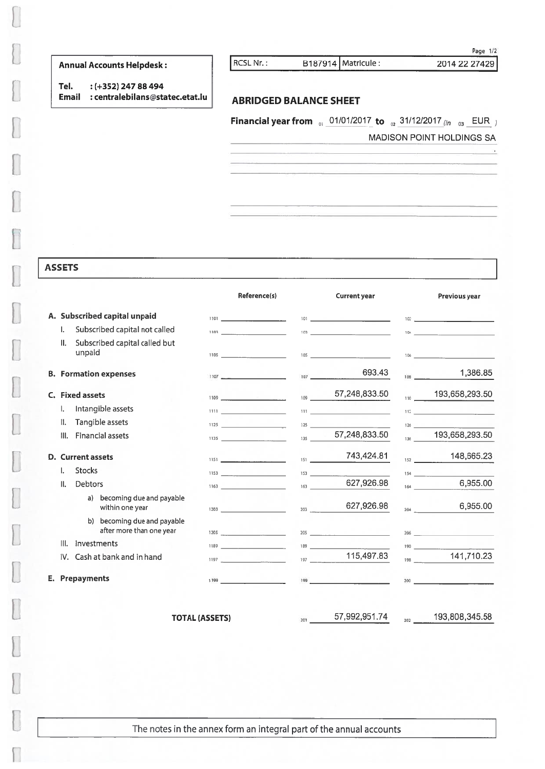**Annual Accounts Helpdesk :**

**Tel.** : (+352) 247 88 494
**Email** : centralebilans@statec.etat.lu

| RCSL Nr. : | B187914 | Matricule : | 2014 22 27429 |
|---|---|---|---|

## ABRIDGED BALANCE SHEET

**Financial year from** 01 01/01/2017 **to** 02 31/12/2017 (in 03 EUR)

MADISON POINT HOLDINGS SA

## ASSETS

| | Reference(s) | | Current year | | Previous year |
|---|---|---|---|---|---|
| **A. Subscribed capital unpaid** | 1101 | 101 | | 102 | |
| I. Subscribed capital not called | 1103 | 103 | | 104 | |
| II. Subscribed capital called but unpaid | 1105 | 105 | | 106 | |
| **B. Formation expenses** | 1107 | 107 | 693.43 | 108 | 1,386.85 |
| **C. Fixed assets** | 1109 | 109 | 57,248,833.50 | 110 | 193,658,293.50 |
| I. Intangible assets | 1111 | 111 | | 112 | |
| II. Tangible assets | 1125 | 125 | | 126 | |
| III. Financial assets | 1135 | 135 | 57,248,833.50 | 136 | 193,658,293.50 |
| **D. Current assets** | 1151 | 151 | 743,424.81 | 152 | 148,665.23 |
| I. Stocks | 1153 | 153 | | 154 | |
| II. Debtors | 1163 | 163 | 627,926.98 | 164 | 6,955.00 |
| a) becoming due and payable within one year | 1203 | 203 | 627,926.98 | 204 | 6,955.00 |
| b) becoming due and payable after more than one year | 1205 | 205 | | 206 | |
| III. Investments | 1189 | 189 | | 190 | |
| IV. Cash at bank and in hand | 1197 | 197 | 115,497.83 | 198 | 141,710.23 |
| **E. Prepayments** | 1199 | 199 | | 200 | |
| **TOTAL (ASSETS)** | | 201 | 57,992,951.74 | 202 | 193,808,345.58 |

The notes in the annex form an integral part of the annual accounts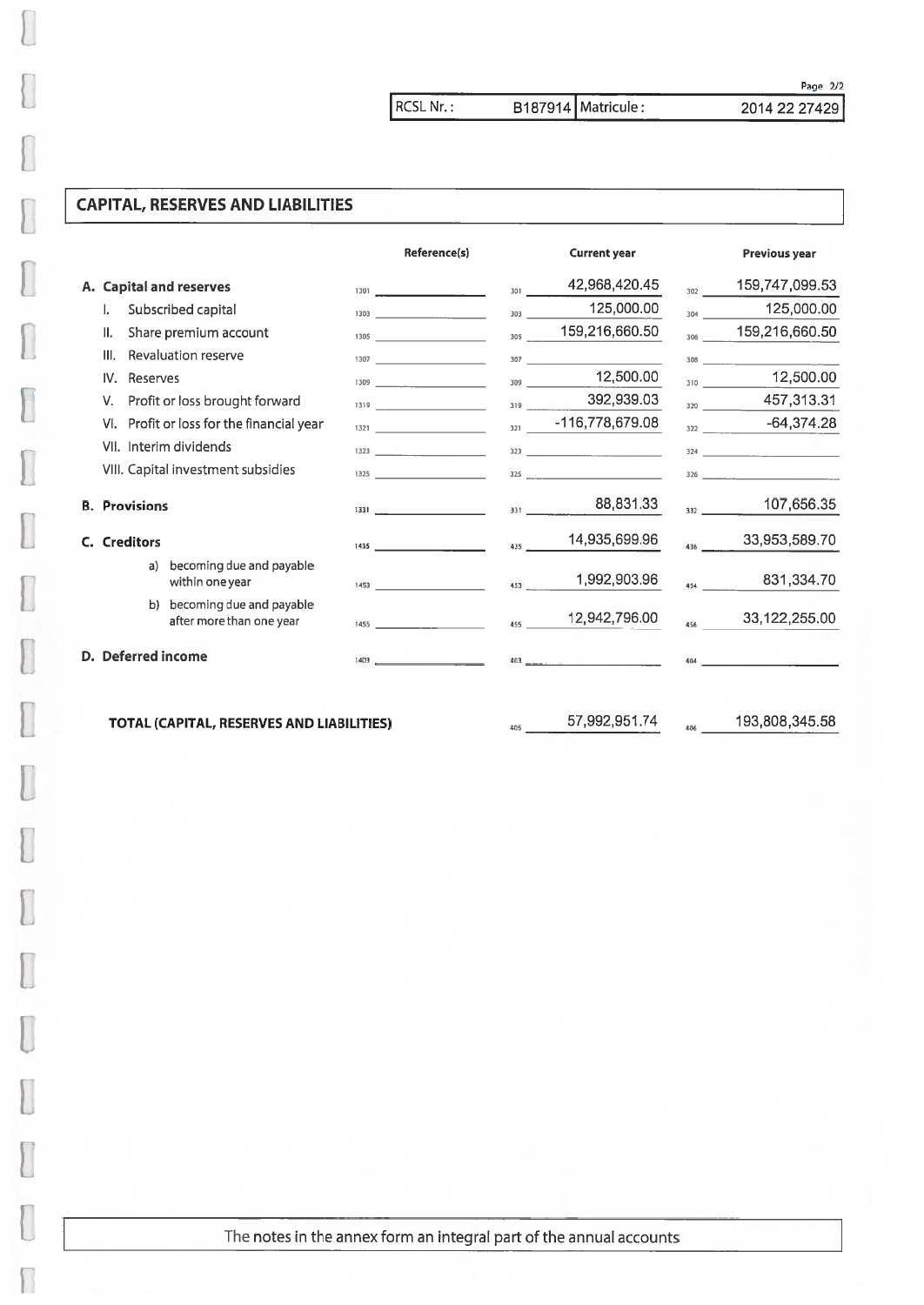| RCSL Nr.: | B187914 | Matricule: | 2014 22 27429 |
|---|---|---|---|

## CAPITAL, RESERVES AND LIABILITIES

| | | Reference(s) | | Current year | | Previous year |
|---|---|---|---|---|---|---|
| **A. Capital and reserves** | 1301 | | 301 | 42,968,420.45 | 302 | 159,747,099.53 |
| I. Subscribed capital | 1303 | | 303 | 125,000.00 | 304 | 125,000.00 |
| II. Share premium account | 1305 | | 305 | 159,216,660.50 | 306 | 159,216,660.50 |
| III. Revaluation reserve | 1307 | | 307 | | 308 | |
| IV. Reserves | 1309 | | 309 | 12,500.00 | 310 | 12,500.00 |
| V. Profit or loss brought forward | 1319 | | 319 | 392,939.03 | 320 | 457,313.31 |
| VI. Profit or loss for the financial year | 1321 | | 321 | -116,778,679.08 | 322 | -64,374.28 |
| VII. Interim dividends | 1323 | | 323 | | 324 | |
| VIII. Capital investment subsidies | 1325 | | 325 | | 326 | |
| **B. Provisions** | 1331 | | 331 | 88,831.33 | 332 | 107,656.35 |
| **C. Creditors** | 1435 | | 435 | 14,935,699.96 | 436 | 33,953,589.70 |
| a) becoming due and payable within one year | 1453 | | 453 | 1,992,903.96 | 454 | 831,334.70 |
| b) becoming due and payable after more than one year | 1455 | | 455 | 12,942,796.00 | 456 | 33,122,255.00 |
| **D. Deferred income** | 1403 | | 403 | | 404 | |
| **TOTAL (CAPITAL, RESERVES AND LIABILITIES)** | | | 405 | 57,992,951.74 | 406 | 193,808,345.58 |

The notes in the annex form an integral part of the annual accounts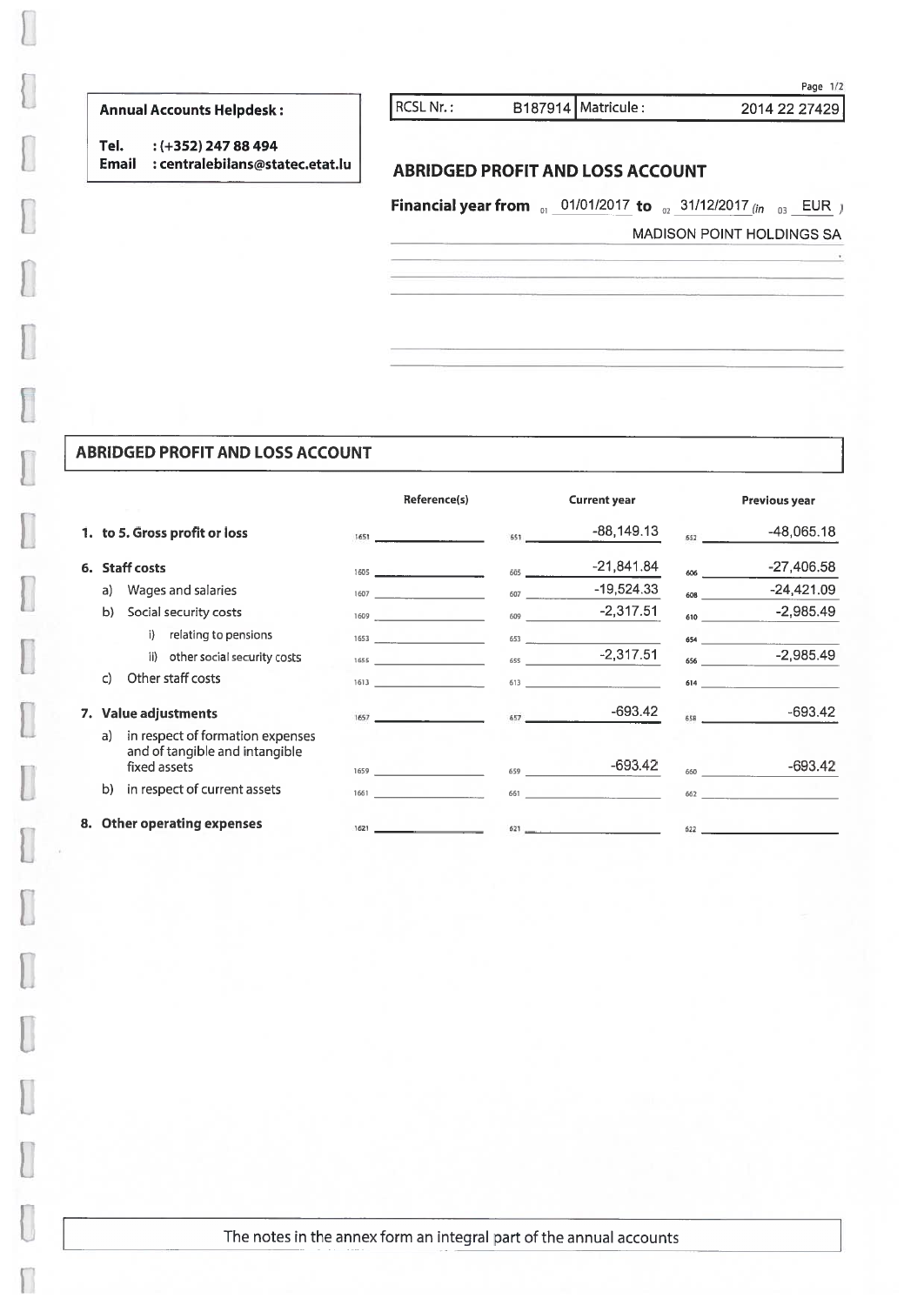**Annual Accounts Helpdesk :**

**Tel.** : (+352) 247 88 494
**Email** : centralebilans@statec.etat.lu

| RCSL Nr. : | B187914 | Matricule : | 2014 22 27429 |
|---|---|---|---|

## ABRIDGED PROFIT AND LOSS ACCOUNT

**Financial year from** 01 01/01/2017 **to** 02 31/12/2017 (in 03 EUR )

MADISON POINT HOLDINGS SA

## ABRIDGED PROFIT AND LOSS ACCOUNT

| | Reference(s) | | Current year | | Previous year |
|---|---|---|---|---|---|
| **1. to 5. Gross profit or loss** | 1651 | 651 | -88,149.13 | 652 | -48,065.18 |
| **6. Staff costs** | 1605 | 605 | -21,841.84 | 606 | -27,406.58 |
| a) Wages and salaries | 1607 | 607 | -19,524.33 | 608 | -24,421.09 |
| b) Social security costs | 1609 | 609 | -2,317.51 | 610 | -2,985.49 |
| i) relating to pensions | 1653 | 653 | | 654 | |
| ii) other social security costs | 1655 | 655 | -2,317.51 | 656 | -2,985.49 |
| c) Other staff costs | 1613 | 613 | | 614 | |
| **7. Value adjustments** | 1657 | 657 | -693.42 | 658 | -693.42 |
| a) in respect of formation expenses and of tangible and intangible fixed assets | 1659 | 659 | -693.42 | 660 | -693.42 |
| b) in respect of current assets | 1661 | 661 | | 662 | |
| **8. Other operating expenses** | 1621 | 621 | | 622 | |

The notes in the annex form an integral part of the annual accounts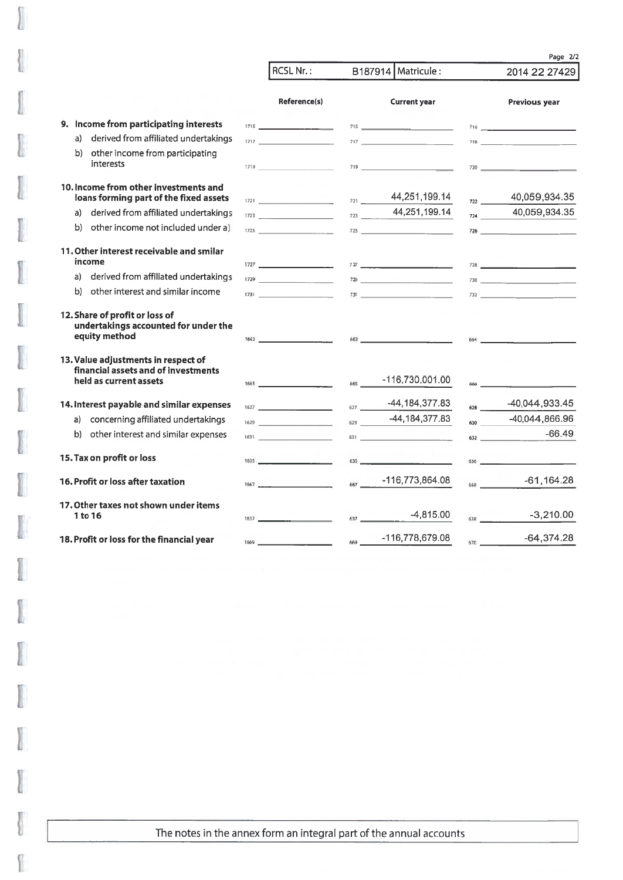| RCSL Nr. : | B187914 | Matricule : | 2014 22 27429 |
|---|---|---|---|

| | Reference(s) | Current year | Previous year |
|---|---|---|---|
| **9. Income from participating interests** | 1715 | 715 | 716 |
| a) derived from affiliated undertakings | 1717 | 717 | 718 |
| b) other income from participating interests | 1719 | 719 | 720 |
| **10. Income from other investments and loans forming part of the fixed assets** | 1721 | 721 44,251,199.14 | 722 40,059,934.35 |
| a) derived from affiliated undertakings | 1723 | 723 44,251,199.14 | 724 40,059,934.35 |
| b) other income not included under a) | 1725 | 725 | 726 |
| **11. Other interest receivable and smilar income** | 1727 | 727 | 728 |
| a) derived from affiliated undertakings | 1729 | 729 | 730 |
| b) other interest and similar income | 1731 | 731 | 732 |
| **12. Share of profit or loss of undertakings accounted for under the equity method** | 1663 | 663 | 664 |
| **13. Value adjustments in respect of financial assets and of investments held as current assets** | 1665 | 665 -116,730,001.00 | 666 |
| **14. Interest payable and similar expenses** | 1627 | 627 -44,184,377.83 | 628 -40,044,933.45 |
| a) concerning affiliated undertakings | 1629 | 629 -44,184,377.83 | 630 -40,044,866.96 |
| b) other interest and similar expenses | 1631 | 631 | 632 -66.49 |
| **15. Tax on profit or loss** | 1635 | 635 | 636 |
| **16. Profit or loss after taxation** | 1667 | 667 -116,773,864.08 | 668 -61,164.28 |
| **17. Other taxes not shown under items 1 to 16** | 1637 | 637 -4,815.00 | 638 -3,210.00 |
| **18. Profit or loss for the financial year** | 1669 | 669 -116,778,679.08 | 670 -64,374.28 |

The notes in the annex form an integral part of the annual accounts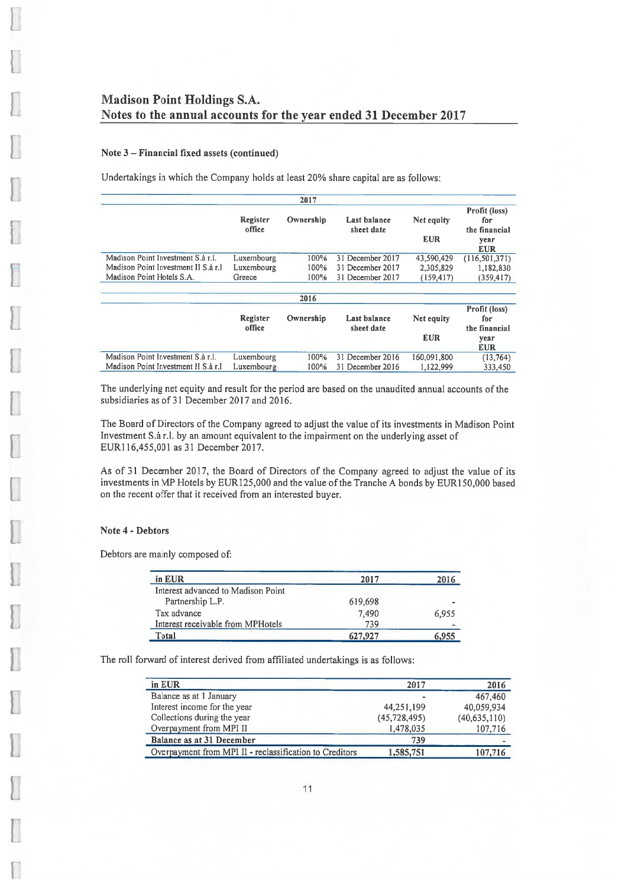## Madison Point Holdings S.A.
## Notes to the annual accounts for the year ended 31 December 2017

### Note 3 – Financial fixed assets (continued)

Undertakings in which the Company holds at least 20% share capital are as follows:

| 2017 | | | | | |
|---|---|---|---|---|---|
| | Register office | Ownership | Last balance sheet date | Net equity EUR | Profit (loss) for the financial year EUR |
| Madison Point Investment S.à r.l. | Luxembourg | 100% | 31 December 2017 | 43,590,429 | (116,501,371) |
| Madison Point Investment II S.à r.l | Luxembourg | 100% | 31 December 2017 | 2,305,829 | 1,182,830 |
| Madison Point Hotels S.A. | Greece | 100% | 31 December 2017 | (159,417) | (359,417) |

| 2016 | | | | | |
|---|---|---|---|---|---|
| | Register office | Ownership | Last balance sheet date | Net equity EUR | Profit (loss) for the financial year EUR |
| Madison Point Investment S.à r.l. | Luxembourg | 100% | 31 December 2016 | 160,091,800 | (13,764) |
| Madison Point Investment II S.à r.l | Luxembourg | 100% | 31 December 2016 | 1,122,999 | 333,450 |

The underlying net equity and result for the period are based on the unaudited annual accounts of the subsidiaries as of 31 December 2017 and 2016.

The Board of Directors of the Company agreed to adjust the value of its investments in Madison Point Investment S.à r.l. by an amount equivalent to the impairment on the underlying asset of EUR116,455,001 as 31 December 2017.

As of 31 December 2017, the Board of Directors of the Company agreed to adjust the value of its investments in MP Hotels by EUR125,000 and the value of the Tranche A bonds by EUR150,000 based on the recent offer that it received from an interested buyer.

### Note 4 - Debtors

Debtors are mainly composed of:

| in EUR | 2017 | 2016 |
|---|---|---|
| Interest advanced to Madison Point Partnership L.P. | 619,698 | - |
| Tax advance | 7,490 | 6,955 |
| Interest receivable from MPHotels | 739 | - |
| **Total** | **627,927** | **6,955** |

The roll forward of interest derived from affiliated undertakings is as follows:

| in EUR | 2017 | 2016 |
|---|---|---|
| Balance as at 1 January | - | 467,460 |
| Interest income for the year | 44,251,199 | 40,059,934 |
| Collections during the year | (45,728,495) | (40,635,110) |
| Overpayment from MPI II | 1,478,035 | 107,716 |
| **Balance as at 31 December** | **739** | **-** |
| Overpayment from MPI II - reclassification to Creditors | **1,585,751** | **107,716** |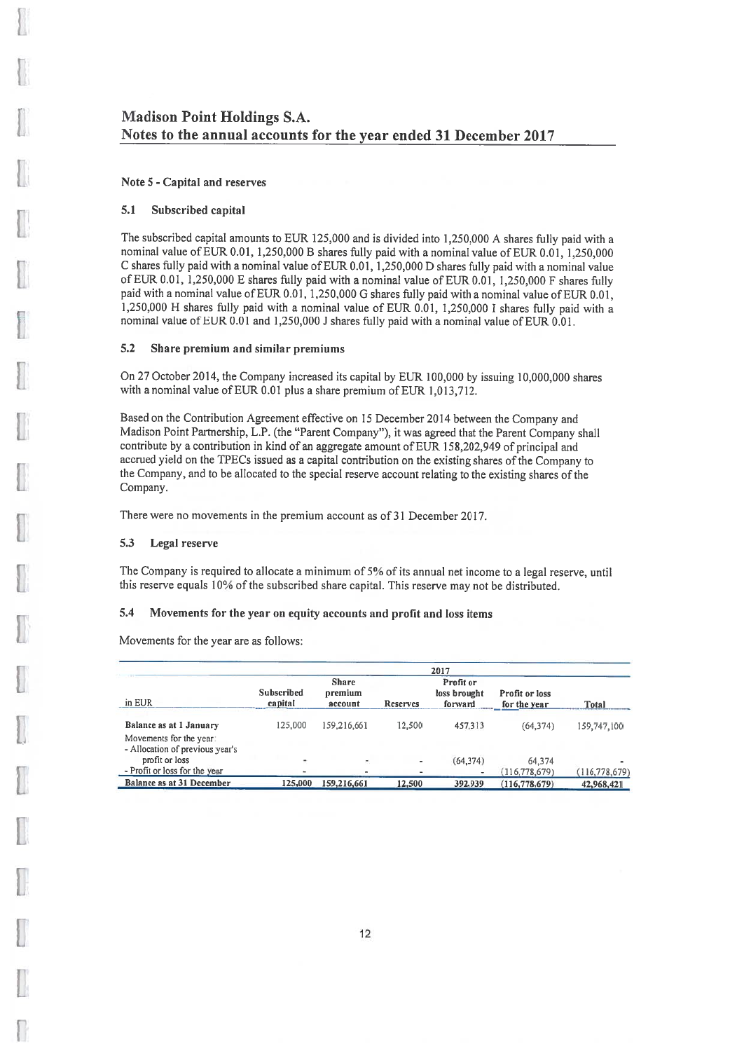## Madison Point Holdings S.A.
## Notes to the annual accounts for the year ended 31 December 2017

### Note 5 - Capital and reserves

#### 5.1 Subscribed capital

The subscribed capital amounts to EUR 125,000 and is divided into 1,250,000 A shares fully paid with a nominal value of EUR 0.01, 1,250,000 B shares fully paid with a nominal value of EUR 0.01, 1,250,000 C shares fully paid with a nominal value of EUR 0.01, 1,250,000 D shares fully paid with a nominal value of EUR 0.01, 1,250,000 E shares fully paid with a nominal value of EUR 0.01, 1,250,000 F shares fully paid with a nominal value of EUR 0.01, 1,250,000 G shares fully paid with a nominal value of EUR 0.01, 1,250,000 H shares fully paid with a nominal value of EUR 0.01, 1,250,000 I shares fully paid with a nominal value of EUR 0.01 and 1,250,000 J shares fully paid with a nominal value of EUR 0.01.

#### 5.2 Share premium and similar premiums

On 27 October 2014, the Company increased its capital by EUR 100,000 by issuing 10,000,000 shares with a nominal value of EUR 0.01 plus a share premium of EUR 1,013,712.

Based on the Contribution Agreement effective on 15 December 2014 between the Company and Madison Point Partnership, L.P. (the "Parent Company"), it was agreed that the Parent Company shall contribute by a contribution in kind of an aggregate amount of EUR 158,202,949 of principal and accrued yield on the TPECs issued as a capital contribution on the existing shares of the Company to the Company, and to be allocated to the special reserve account relating to the existing shares of the Company.

There were no movements in the premium account as of 31 December 2017.

#### 5.3 Legal reserve

The Company is required to allocate a minimum of 5% of its annual net income to a legal reserve, until this reserve equals 10% of the subscribed share capital. This reserve may not be distributed.

#### 5.4 Movements for the year on equity accounts and profit and loss items

Movements for the year are as follows:

| | 2017 | | | | | |
|---|---|---|---|---|---|---|
| in EUR | Subscribed capital | Share premium account | Reserves | Profit or loss brought forward | Profit or loss for the year | Total |
| **Balance as at 1 January** | 125,000 | 159,216,661 | 12,500 | 457,313 | (64,374) | 159,747,100 |
| Movements for the year: | | | | | | |
| - Allocation of previous year's profit or loss | - | - | - | (64,374) | 64,374 | - |
| - Profit or loss for the year | - | - | - | - | (116,778,679) | (116,778,679) |
| **Balance as at 31 December** | **125,000** | **159,216,661** | **12,500** | **392,939** | **(116,778,679)** | **42,968,421** |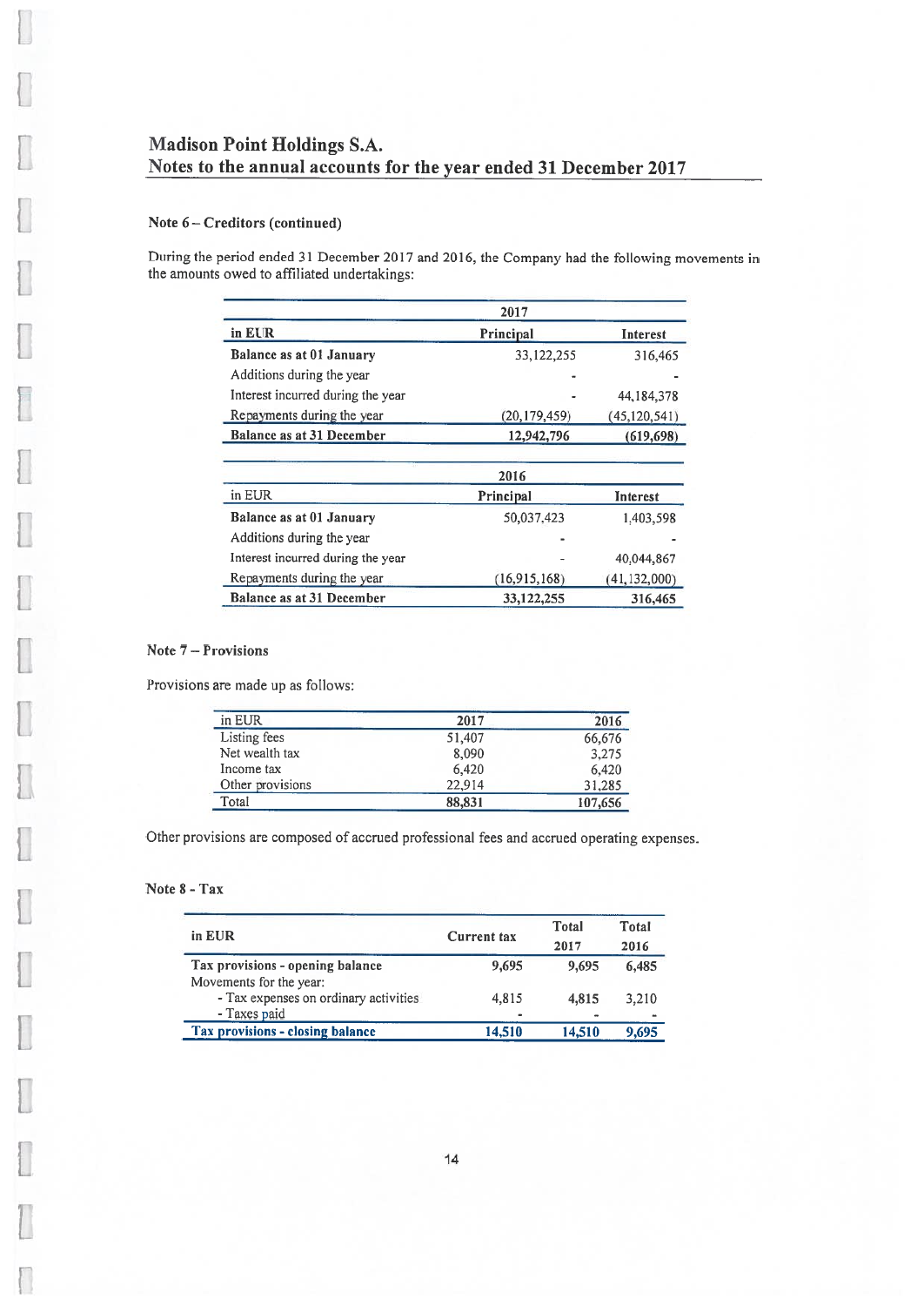# Madison Point Holdings S.A.
## Notes to the annual accounts for the year ended 31 December 2017

### Note 6 – Creditors (continued)

During the period ended 31 December 2017 and 2016, the Company had the following movements in the amounts owed to affiliated undertakings:

| | 2017 | |
|---|---|---|
| in EUR | Principal | Interest |
| **Balance as at 01 January** | 33,122,255 | 316,465 |
| Additions during the year | - | - |
| Interest incurred during the year | - | 44,184,378 |
| Repayments during the year | (20,179,459) | (45,120,541) |
| **Balance as at 31 December** | **12,942,796** | **(619,698)** |

| | 2016 | |
|---|---|---|
| in EUR | Principal | Interest |
| **Balance as at 01 January** | 50,037,423 | 1,403,598 |
| Additions during the year | - | - |
| Interest incurred during the year | - | 40,044,867 |
| Repayments during the year | (16,915,168) | (41,132,000) |
| **Balance as at 31 December** | **33,122,255** | **316,465** |

### Note 7 – Provisions

Provisions are made up as follows:

| in EUR | 2017 | 2016 |
|---|---|---|
| Listing fees | 51,407 | 66,676 |
| Net wealth tax | 8,090 | 3,275 |
| Income tax | 6,420 | 6,420 |
| Other provisions | 22,914 | 31,285 |
| Total | **88,831** | **107,656** |

Other provisions are composed of accrued professional fees and accrued operating expenses.

### Note 8 - Tax

| in EUR | Current tax | Total 2017 | Total 2016 |
|---|---|---|---|
| **Tax provisions - opening balance** | 9,695 | 9,695 | 6,485 |
| Movements for the year: | | | |
| - Tax expenses on ordinary activities | 4,815 | 4,815 | 3,210 |
| - Taxes paid | - | - | - |
| **Tax provisions - closing balance** | **14,510** | **14,510** | **9,695** |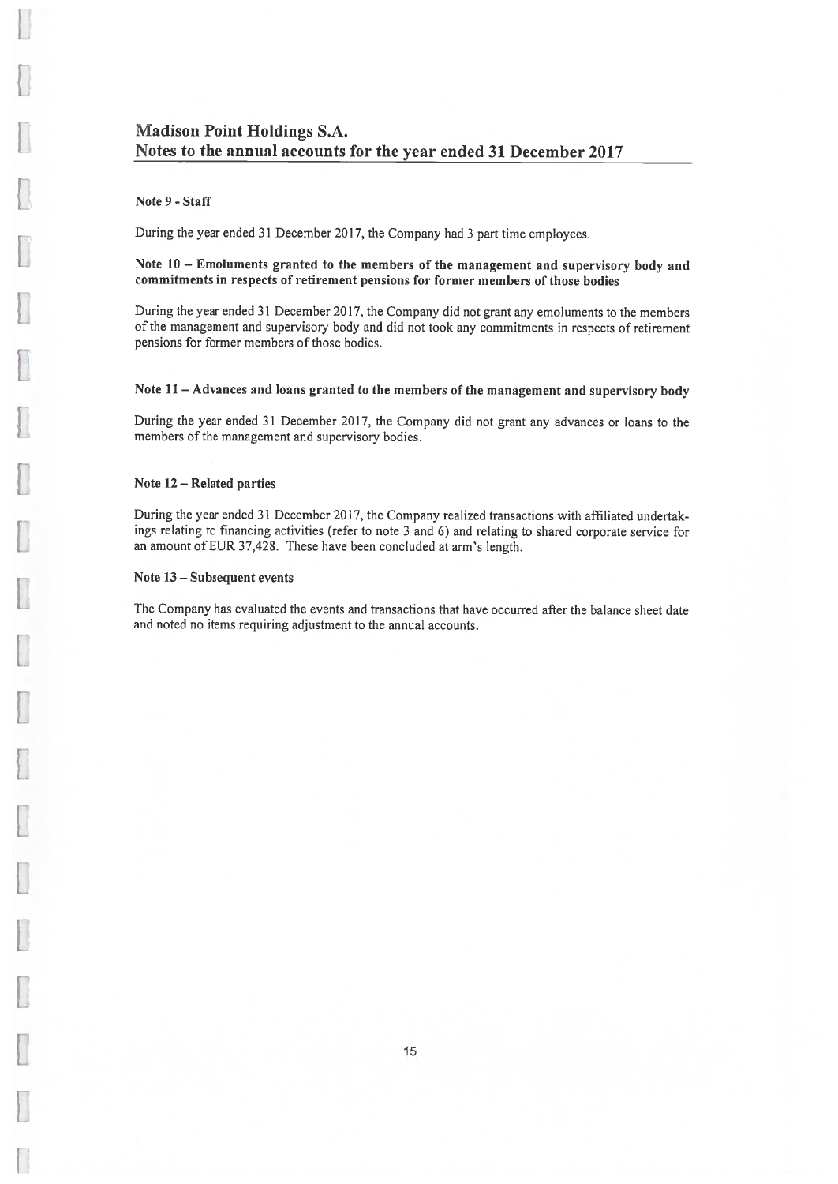## Madison Point Holdings S.A.
## Notes to the annual accounts for the year ended 31 December 2017

**Note 9 - Staff**

During the year ended 31 December 2017, the Company had 3 part time employees.

**Note 10 – Emoluments granted to the members of the management and supervisory body and commitments in respects of retirement pensions for former members of those bodies**

During the year ended 31 December 2017, the Company did not grant any emoluments to the members of the management and supervisory body and did not took any commitments in respects of retirement pensions for former members of those bodies.

**Note 11 – Advances and loans granted to the members of the management and supervisory body**

During the year ended 31 December 2017, the Company did not grant any advances or loans to the members of the management and supervisory bodies.

**Note 12 – Related parties**

During the year ended 31 December 2017, the Company realized transactions with affiliated undertakings relating to financing activities (refer to note 3 and 6) and relating to shared corporate service for an amount of EUR 37,428. These have been concluded at arm's length.

**Note 13 – Subsequent events**

The Company has evaluated the events and transactions that have occurred after the balance sheet date and noted no items requiring adjustment to the annual accounts.